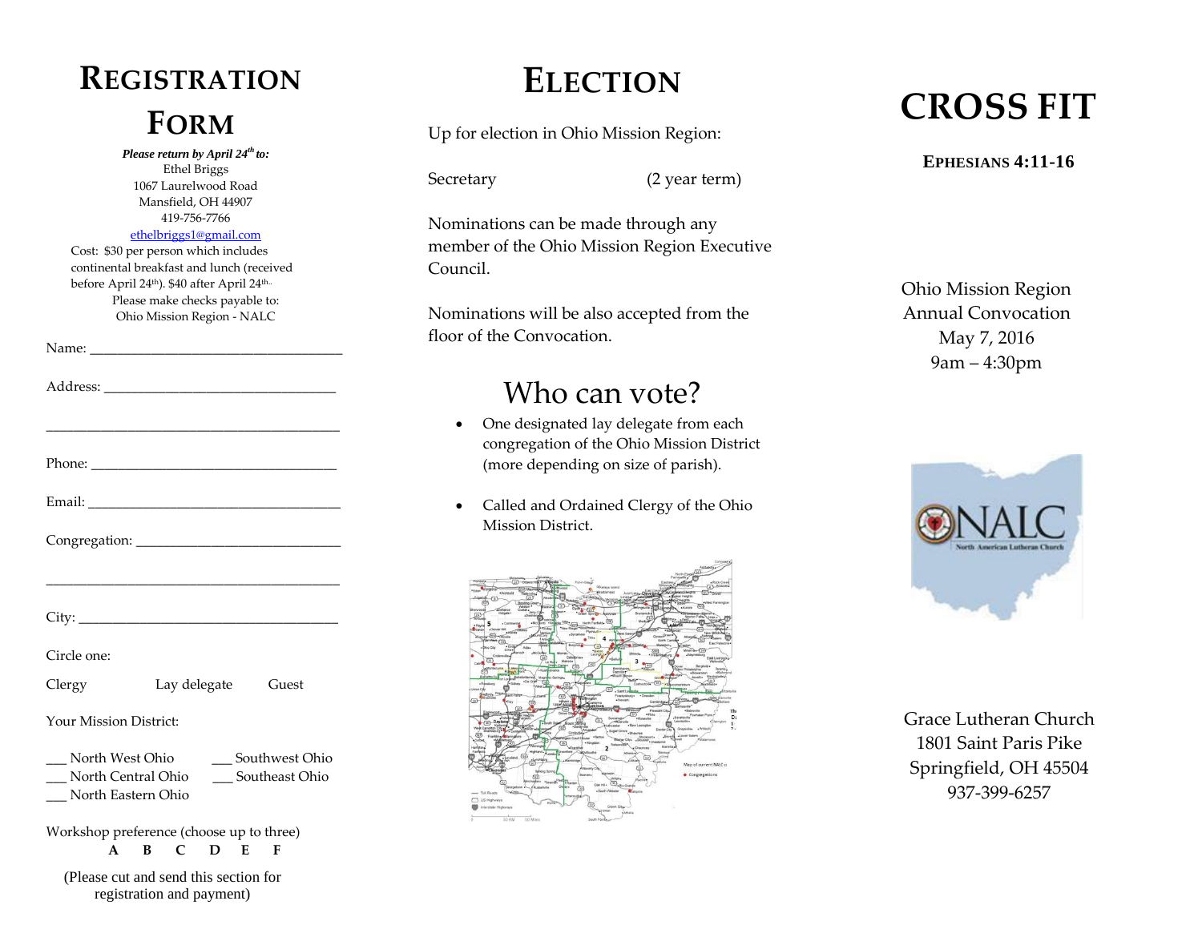# REGISTRATION FORM

***Please return by April 24th to:***

Ethel Briggs
1067 Laurelwood Road
Mansfield, OH 44907
419-756-7766
ethelbriggs1@gmail.com

Cost: $30 per person which includes continental breakfast and lunch (received before April 24th). $40 after April 24th.

Please make checks payable to:
Ohio Mission Region - NALC

Name: ___________________________________

Address: ________________________________

_________________________________________

Phone: __________________________________

Email: ___________________________________

Congregation: ____________________________

_________________________________________

City: ____________________________________

Circle one:

Clergy    Lay delegate    Guest

Your Mission District:

___ North West Ohio
___ North Central Ohio
___ North Eastern Ohio
___ Southwest Ohio
___ Southeast Ohio

Workshop preference (choose up to three)

**A B C D E F**

(Please cut and send this section for registration and payment)

# ELECTION

Up for election in Ohio Mission Region:

Secretary (2 year term)

Nominations can be made through any member of the Ohio Mission Region Executive Council.

Nominations will be also accepted from the floor of the Convocation.

## Who can vote?

- One designated lay delegate from each congregation of the Ohio Mission District (more depending on size of parish).
- Called and Ordained Clergy of the Ohio Mission District.

# CROSS FIT

**EPHESIANS 4:11-16**

Ohio Mission Region
Annual Convocation
May 7, 2016
9am – 4:30pm

Grace Lutheran Church
1801 Saint Paris Pike
Springfield, OH 45504
937-399-6257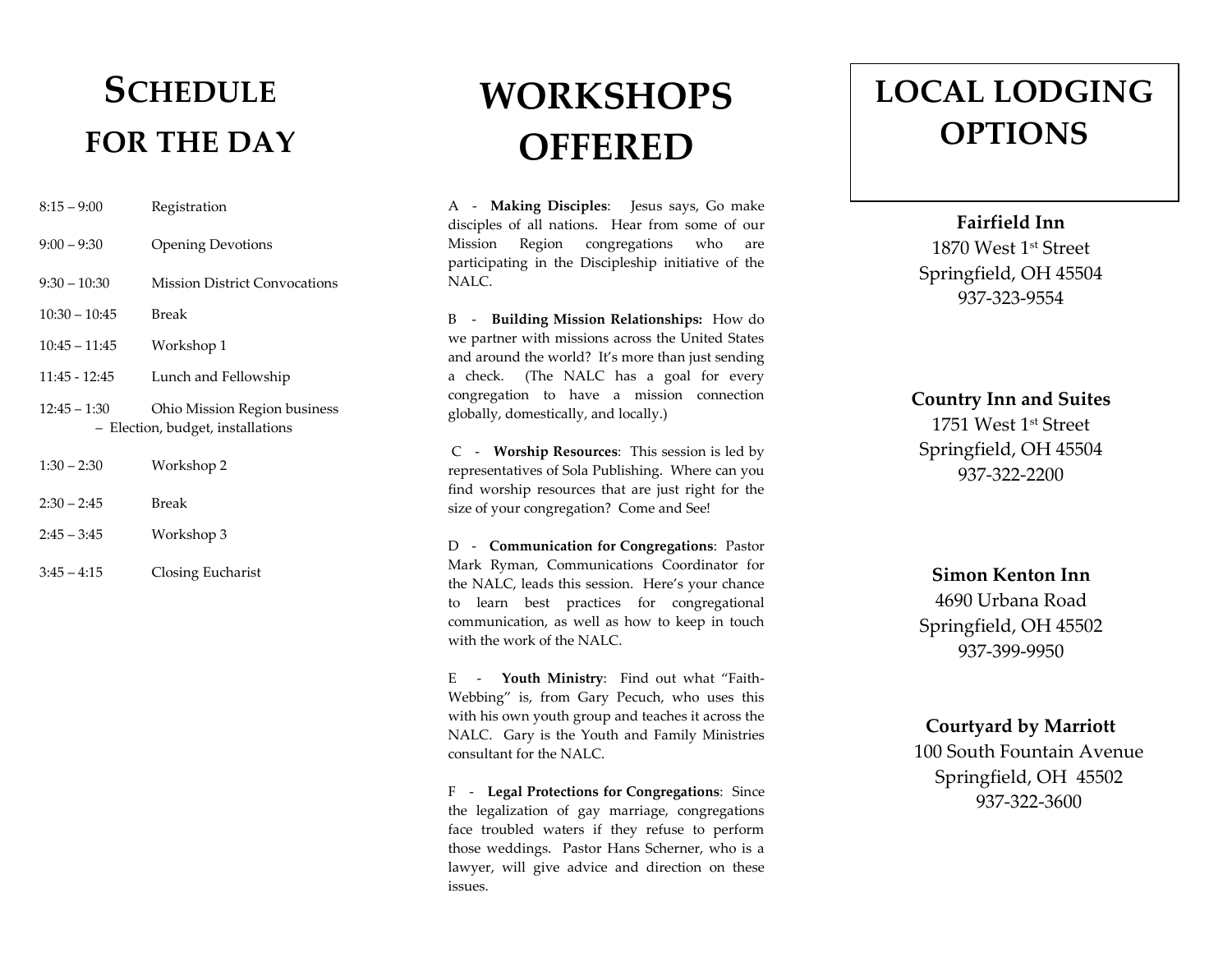# SCHEDULE FOR THE DAY

| | |
|---|---|
| 8:15 – 9:00 | Registration |
| 9:00 – 9:30 | Opening Devotions |
| 9:30 – 10:30 | Mission District Convocations |
| 10:30 – 10:45 | Break |
| 10:45 – 11:45 | Workshop 1 |
| 11:45 - 12:45 | Lunch and Fellowship |
| 12:45 – 1:30 | Ohio Mission Region business – Election, budget, installations |
| 1:30 – 2:30 | Workshop 2 |
| 2:30 – 2:45 | Break |
| 2:45 – 3:45 | Workshop 3 |
| 3:45 – 4:15 | Closing Eucharist |

# WORKSHOPS OFFERED

A - **Making Disciples**: Jesus says, Go make disciples of all nations. Hear from some of our Mission Region congregations who are participating in the Discipleship initiative of the NALC.

B - **Building Mission Relationships:** How do we partner with missions across the United States and around the world? It's more than just sending a check. (The NALC has a goal for every congregation to have a mission connection globally, domestically, and locally.)

C - **Worship Resources**: This session is led by representatives of Sola Publishing. Where can you find worship resources that are just right for the size of your congregation? Come and See!

D - **Communication for Congregations**: Pastor Mark Ryman, Communications Coordinator for the NALC, leads this session. Here's your chance to learn best practices for congregational communication, as well as how to keep in touch with the work of the NALC.

E - **Youth Ministry**: Find out what "Faith-Webbing" is, from Gary Pecuch, who uses this with his own youth group and teaches it across the NALC. Gary is the Youth and Family Ministries consultant for the NALC.

F - **Legal Protections for Congregations**: Since the legalization of gay marriage, congregations face troubled waters if they refuse to perform those weddings. Pastor Hans Scherner, who is a lawyer, will give advice and direction on these issues.

# LOCAL LODGING OPTIONS

**Fairfield Inn**
1870 West 1st Street
Springfield, OH 45504
937-323-9554

**Country Inn and Suites**
1751 West 1st Street
Springfield, OH 45504
937-322-2200

**Simon Kenton Inn**
4690 Urbana Road
Springfield, OH 45502
937-399-9950

**Courtyard by Marriott**
100 South Fountain Avenue
Springfield, OH 45502
937-322-3600